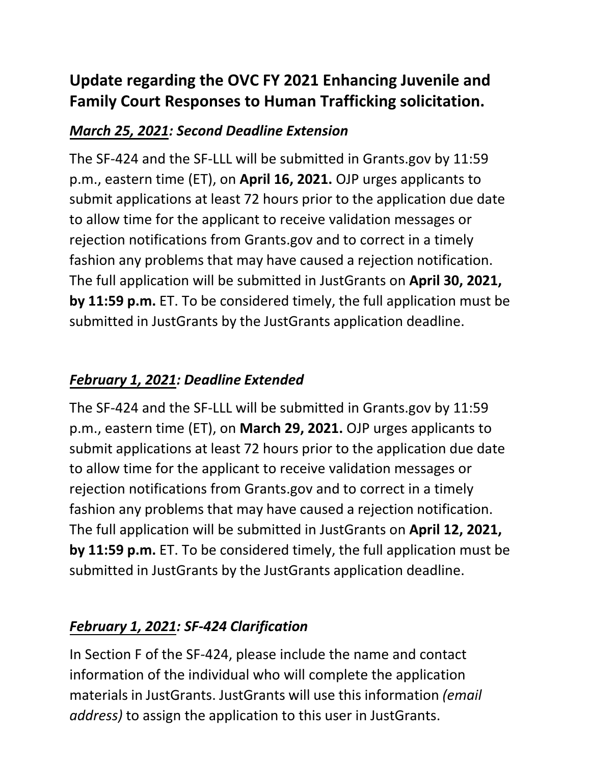## Update regarding the OVC FY 2021 Enhancing Juvenile and Family Court Responses to Human Trafficking solicitation.

### ***March 25, 2021: Second Deadline Extension***

The SF-424 and the SF-LLL will be submitted in Grants.gov by 11:59 p.m., eastern time (ET), on **April 16, 2021.** OJP urges applicants to submit applications at least 72 hours prior to the application due date to allow time for the applicant to receive validation messages or rejection notifications from Grants.gov and to correct in a timely fashion any problems that may have caused a rejection notification. The full application will be submitted in JustGrants on **April 30, 2021, by 11:59 p.m.** ET. To be considered timely, the full application must be submitted in JustGrants by the JustGrants application deadline.

### ***February 1, 2021: Deadline Extended***

The SF-424 and the SF-LLL will be submitted in Grants.gov by 11:59 p.m., eastern time (ET), on **March 29, 2021.** OJP urges applicants to submit applications at least 72 hours prior to the application due date to allow time for the applicant to receive validation messages or rejection notifications from Grants.gov and to correct in a timely fashion any problems that may have caused a rejection notification. The full application will be submitted in JustGrants on **April 12, 2021, by 11:59 p.m.** ET. To be considered timely, the full application must be submitted in JustGrants by the JustGrants application deadline.

### ***February 1, 2021: SF-424 Clarification***

In Section F of the SF-424, please include the name and contact information of the individual who will complete the application materials in JustGrants. JustGrants will use this information *(email address)* to assign the application to this user in JustGrants.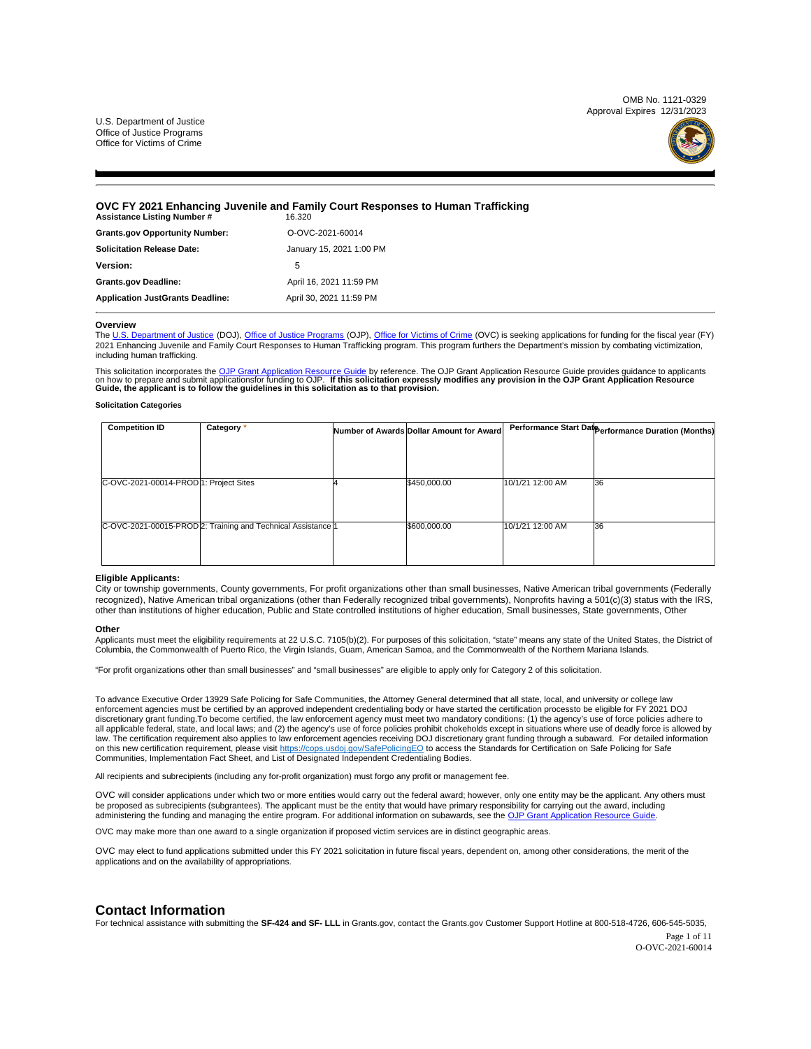OMB No. 1121-0329
Approval Expires 12/31/2023

U.S. Department of Justice
Office of Justice Programs
Office for Victims of Crime

# OVC FY 2021 Enhancing Juvenile and Family Court Responses to Human Trafficking

| | |
|---|---|
| **Assistance Listing Number #** | 16.320 |
| **Grants.gov Opportunity Number:** | O-OVC-2021-60014 |
| **Solicitation Release Date:** | January 15, 2021 1:00 PM |
| **Version:** | 5 |
| **Grants.gov Deadline:** | April 16, 2021 11:59 PM |
| **Application JustGrants Deadline:** | April 30, 2021 11:59 PM |

## Overview

The U.S. Department of Justice (DOJ), Office of Justice Programs (OJP), Office for Victims of Crime (OVC) is seeking applications for funding for the fiscal year (FY) 2021 Enhancing Juvenile and Family Court Responses to Human Trafficking program. This program furthers the Department's mission by combating victimization, including human trafficking.

This solicitation incorporates the OJP Grant Application Resource Guide by reference. The OJP Grant Application Resource Guide provides guidance to applicants on how to prepare and submit applicationsfor funding to OJP. **If this solicitation expressly modifies any provision in the OJP Grant Application Resource Guide, the applicant is to follow the guidelines in this solicitation as to that provision.**

**Solicitation Categories**

| Competition ID | Category * | Number of Awards | Dollar Amount for Award | Performance Start Date | Performance Duration (Months) |
|---|---|---|---|---|---|
| C-OVC-2021-00014-PROD | 1: Project Sites | 4 | $450,000.00 | 10/1/21 12:00 AM | 36 |
| C-OVC-2021-00015-PROD | 2: Training and Technical Assistance | 1 | $600,000.00 | 10/1/21 12:00 AM | 36 |

**Eligible Applicants:**

City or township governments, County governments, For profit organizations other than small businesses, Native American tribal governments (Federally recognized), Native American tribal organizations (other than Federally recognized tribal governments), Nonprofits having a 501(c)(3) status with the IRS, other than institutions of higher education, Public and State controlled institutions of higher education, Small businesses, State governments, Other

**Other**

Applicants must meet the eligibility requirements at 22 U.S.C. 7105(b)(2). For purposes of this solicitation, "state" means any state of the United States, the District of Columbia, the Commonwealth of Puerto Rico, the Virgin Islands, Guam, American Samoa, and the Commonwealth of the Northern Mariana Islands.

"For profit organizations other than small businesses" and "small businesses" are eligible to apply only for Category 2 of this solicitation.

To advance Executive Order 13929 Safe Policing for Safe Communities, the Attorney General determined that all state, local, and university or college law enforcement agencies must be certified by an approved independent credentialing body or have started the certification processto be eligible for FY 2021 DOJ discretionary grant funding.To become certified, the law enforcement agency must meet two mandatory conditions: (1) the agency's use of force policies adhere to all applicable federal, state, and local laws; and (2) the agency's use of force policies prohibit chokeholds except in situations where use of deadly force is allowed by law. The certification requirement also applies to law enforcement agencies receiving DOJ discretionary grant funding through a subaward. For detailed information on this new certification requirement, please visit https://cops.usdoj.gov/SafePolicingEO to access the Standards for Certification on Safe Policing for Safe Communities, Implementation Fact Sheet, and List of Designated Independent Credentialing Bodies.

All recipients and subrecipients (including any for-profit organization) must forgo any profit or management fee.

OVC will consider applications under which two or more entities would carry out the federal award; however, only one entity may be the applicant. Any others must be proposed as subrecipients (subgrantees). The applicant must be the entity that would have primary responsibility for carrying out the award, including administering the funding and managing the entire program. For additional information on subawards, see the OJP Grant Application Resource Guide.

OVC may make more than one award to a single organization if proposed victim services are in distinct geographic areas.

OVC may elect to fund applications submitted under this FY 2021 solicitation in future fiscal years, dependent on, among other considerations, the merit of the applications and on the availability of appropriations.

## Contact Information

For technical assistance with submitting the **SF-424 and SF- LLL** in Grants.gov, contact the Grants.gov Customer Support Hotline at 800-518-4726, 606-545-5035,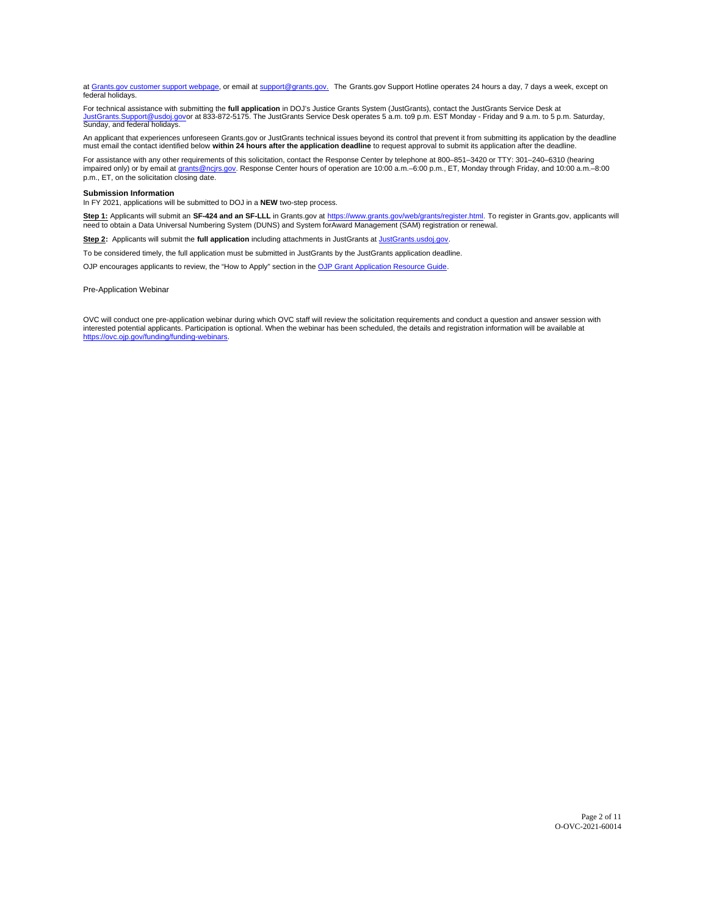at [Grants.gov customer support webpage](Grants.gov customer support webpage), or email at support@grants.gov. The Grants.gov Support Hotline operates 24 hours a day, 7 days a week, except on federal holidays.

For technical assistance with submitting the **full application** in DOJ's Justice Grants System (JustGrants), contact the JustGrants Service Desk at JustGrants.Support@usdoj.govor at 833-872-5175. The JustGrants Service Desk operates 5 a.m. to9 p.m. EST Monday - Friday and 9 a.m. to 5 p.m. Saturday, Sunday, and federal holidays.

An applicant that experiences unforeseen Grants.gov or JustGrants technical issues beyond its control that prevent it from submitting its application by the deadline must email the contact identified below **within 24 hours after the application deadline** to request approval to submit its application after the deadline.

For assistance with any other requirements of this solicitation, contact the Response Center by telephone at 800–851–3420 or TTY: 301–240–6310 (hearing impaired only) or by email at grants@ncjrs.gov. Response Center hours of operation are 10:00 a.m.–6:00 p.m., ET, Monday through Friday, and 10:00 a.m.–8:00 p.m., ET, on the solicitation closing date.

**Submission Information**

In FY 2021, applications will be submitted to DOJ in a **NEW** two-step process.

**Step 1:** Applicants will submit an **SF-424 and an SF-LLL** in Grants.gov at https://www.grants.gov/web/grants/register.html. To register in Grants.gov, applicants will need to obtain a Data Universal Numbering System (DUNS) and System forAward Management (SAM) registration or renewal.

**Step 2:** Applicants will submit the **full application** including attachments in JustGrants at JustGrants.usdoj.gov.

To be considered timely, the full application must be submitted in JustGrants by the JustGrants application deadline.

OJP encourages applicants to review, the "How to Apply" section in the OJP Grant Application Resource Guide.

Pre-Application Webinar

OVC will conduct one pre-application webinar during which OVC staff will review the solicitation requirements and conduct a question and answer session with interested potential applicants. Participation is optional. When the webinar has been scheduled, the details and registration information will be available at https://ovc.ojp.gov/funding/funding-webinars.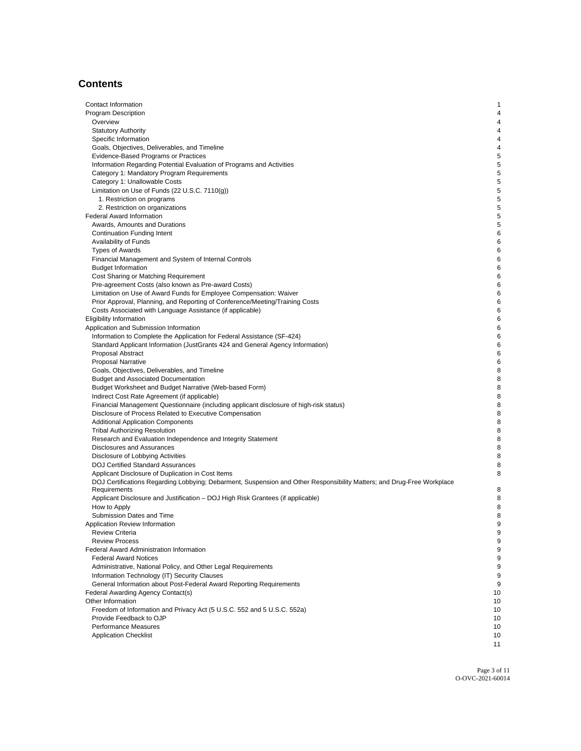## Contents

| | |
|---|---|
| Contact Information | 1 |
| Program Description | 4 |
| Overview | 4 |
| Statutory Authority | 4 |
| Specific Information | 4 |
| Goals, Objectives, Deliverables, and Timeline | 4 |
| Evidence-Based Programs or Practices | 5 |
| Information Regarding Potential Evaluation of Programs and Activities | 5 |
| Category 1: Mandatory Program Requirements | 5 |
| Category 1: Unallowable Costs | 5 |
| Limitation on Use of Funds (22 U.S.C. 7110(g)) | 5 |
| 1. Restriction on programs | 5 |
| 2. Restriction on organizations | 5 |
| Federal Award Information | 5 |
| Awards, Amounts and Durations | 5 |
| Continuation Funding Intent | 6 |
| Availability of Funds | 6 |
| Types of Awards | 6 |
| Financial Management and System of Internal Controls | 6 |
| Budget Information | 6 |
| Cost Sharing or Matching Requirement | 6 |
| Pre-agreement Costs (also known as Pre-award Costs) | 6 |
| Limitation on Use of Award Funds for Employee Compensation: Waiver | 6 |
| Prior Approval, Planning, and Reporting of Conference/Meeting/Training Costs | 6 |
| Costs Associated with Language Assistance (if applicable) | 6 |
| Eligibility Information | 6 |
| Application and Submission Information | 6 |
| Information to Complete the Application for Federal Assistance (SF-424) | 6 |
| Standard Applicant Information (JustGrants 424 and General Agency Information) | 6 |
| Proposal Abstract | 6 |
| Proposal Narrative | 6 |
| Goals, Objectives, Deliverables, and Timeline | 8 |
| Budget and Associated Documentation | 8 |
| Budget Worksheet and Budget Narrative (Web-based Form) | 8 |
| Indirect Cost Rate Agreement (if applicable) | 8 |
| Financial Management Questionnaire (including applicant disclosure of high-risk status) | 8 |
| Disclosure of Process Related to Executive Compensation | 8 |
| Additional Application Components | 8 |
| Tribal Authorizing Resolution | 8 |
| Research and Evaluation Independence and Integrity Statement | 8 |
| Disclosures and Assurances | 8 |
| Disclosure of Lobbying Activities | 8 |
| DOJ Certified Standard Assurances | 8 |
| Applicant Disclosure of Duplication in Cost Items | 8 |
| DOJ Certifications Regarding Lobbying; Debarment, Suspension and Other Responsibility Matters; and Drug-Free Workplace Requirements | 8 |
| Applicant Disclosure and Justification – DOJ High Risk Grantees (if applicable) | 8 |
| How to Apply | 8 |
| Submission Dates and Time | 8 |
| Application Review Information | 9 |
| Review Criteria | 9 |
| Review Process | 9 |
| Federal Award Administration Information | 9 |
| Federal Award Notices | 9 |
| Administrative, National Policy, and Other Legal Requirements | 9 |
| Information Technology (IT) Security Clauses | 9 |
| General Information about Post-Federal Award Reporting Requirements | 9 |
| Federal Awarding Agency Contact(s) | 10 |
| Other Information | 10 |
| Freedom of Information and Privacy Act (5 U.S.C. 552 and 5 U.S.C. 552a) | 10 |
| Provide Feedback to OJP | 10 |
| Performance Measures | 10 |
| Application Checklist | 10 |
| | 11 |

O-OVC-2021-60014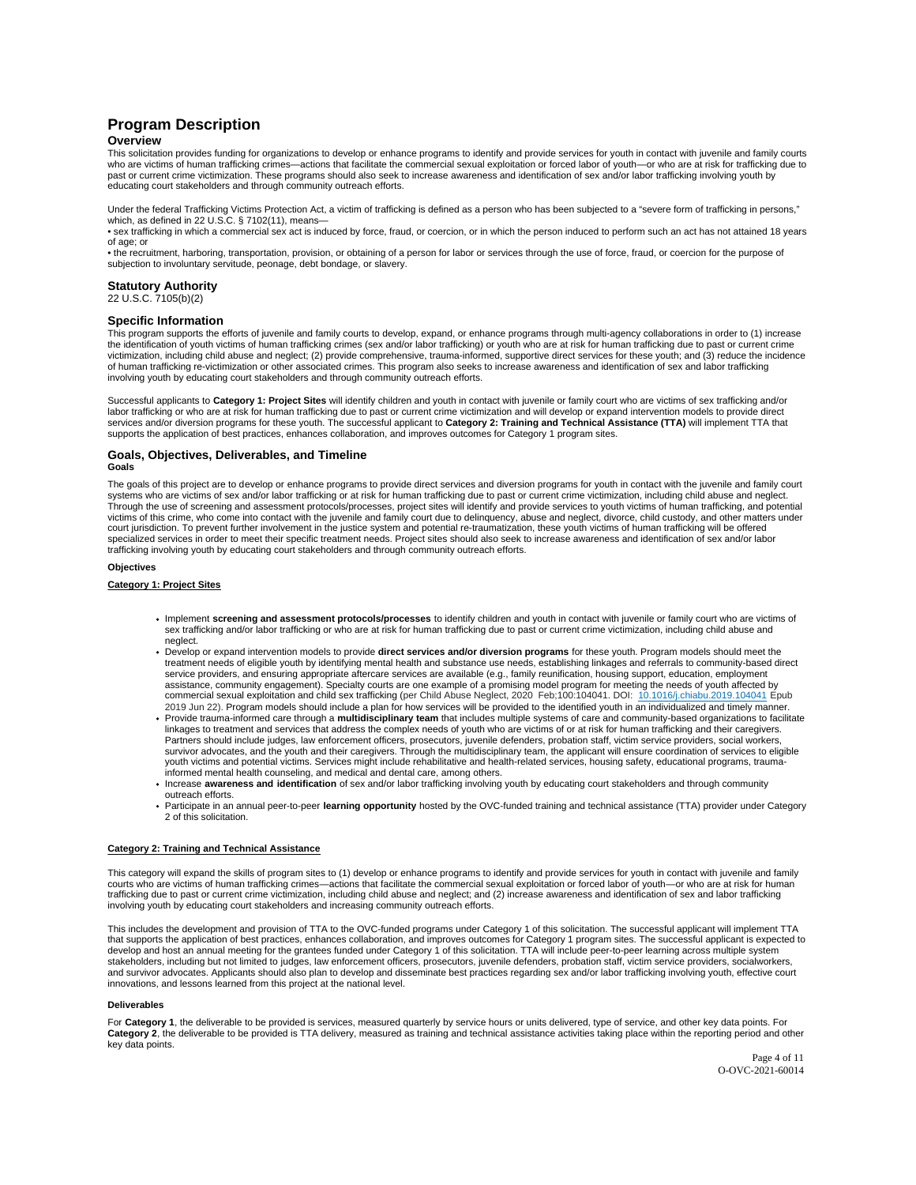## Program Description

### Overview

This solicitation provides funding for organizations to develop or enhance programs to identify and provide services for youth in contact with juvenile and family courts who are victims of human trafficking crimes—actions that facilitate the commercial sexual exploitation or forced labor of youth—or who are at risk for trafficking due to past or current crime victimization. These programs should also seek to increase awareness and identification of sex and/or labor trafficking involving youth by educating court stakeholders and through community outreach efforts.

Under the federal Trafficking Victims Protection Act, a victim of trafficking is defined as a person who has been subjected to a "severe form of trafficking in persons," which, as defined in 22 U.S.C. § 7102(11), means—

• sex trafficking in which a commercial sex act is induced by force, fraud, or coercion, or in which the person induced to perform such an act has not attained 18 years of age; or

• the recruitment, harboring, transportation, provision, or obtaining of a person for labor or services through the use of force, fraud, or coercion for the purpose of subjection to involuntary servitude, peonage, debt bondage, or slavery.

### Statutory Authority

22 U.S.C. 7105(b)(2)

### Specific Information

This program supports the efforts of juvenile and family courts to develop, expand, or enhance programs through multi-agency collaborations in order to (1) increase the identification of youth victims of human trafficking crimes (sex and/or labor trafficking) or youth who are at risk for human trafficking due to past or current crime victimization, including child abuse and neglect; (2) provide comprehensive, trauma-informed, supportive direct services for these youth; and (3) reduce the incidence of human trafficking re-victimization or other associated crimes. This program also seeks to increase awareness and identification of sex and labor trafficking involving youth by educating court stakeholders and through community outreach efforts.

Successful applicants to **Category 1: Project Sites** will identify children and youth in contact with juvenile or family court who are victims of sex trafficking and/or labor trafficking or who are at risk for human trafficking due to past or current crime victimization and will develop or expand intervention models to provide direct services and/or diversion programs for these youth. The successful applicant to **Category 2: Training and Technical Assistance (TTA)** will implement TTA that supports the application of best practices, enhances collaboration, and improves outcomes for Category 1 program sites.

### Goals, Objectives, Deliverables, and Timeline

**Goals**

The goals of this project are to develop or enhance programs to provide direct services and diversion programs for youth in contact with the juvenile and family court systems who are victims of sex and/or labor trafficking or at risk for human trafficking due to past or current crime victimization, including child abuse and neglect. Through the use of screening and assessment protocols/processes, project sites will identify and provide services to youth victims of human trafficking, and potential victims of this crime, who come into contact with the juvenile and family court due to delinquency, abuse and neglect, divorce, child custody, and other matters under court jurisdiction. To prevent further involvement in the justice system and potential re-traumatization, these youth victims of human trafficking will be offered specialized services in order to meet their specific treatment needs. Project sites should also seek to increase awareness and identification of sex and/or labor trafficking involving youth by educating court stakeholders and through community outreach efforts.

**Objectives**

**Category 1: Project Sites**

- Implement **screening and assessment protocols/processes** to identify children and youth in contact with juvenile or family court who are victims of sex trafficking and/or labor trafficking or who are at risk for human trafficking due to past or current crime victimization, including child abuse and neglect.
- Develop or expand intervention models to provide **direct services and/or diversion programs** for these youth. Program models should meet the treatment needs of eligible youth by identifying mental health and substance use needs, establishing linkages and referrals to community-based direct service providers, and ensuring appropriate aftercare services are available (e.g., family reunification, housing support, education, employment assistance, community engagement). Specialty courts are one example of a promising model program for meeting the needs of youth affected by commercial sexual exploitation and child sex trafficking (per Child Abuse Neglect, 2020 Feb;100:104041. DOI: 10.1016/j.chiabu.2019.104041 Epub 2019 Jun 22). Program models should include a plan for how services will be provided to the identified youth in an individualized and timely manner.
- Provide trauma-informed care through a **multidisciplinary team** that includes multiple systems of care and community-based organizations to facilitate linkages to treatment and services that address the complex needs of youth who are victims of or at risk for human trafficking and their caregivers. Partners should include judges, law enforcement officers, prosecutors, juvenile defenders, probation staff, victim service providers, social workers, survivor advocates, and the youth and their caregivers. Through the multidisciplinary team, the applicant will ensure coordination of services to eligible youth victims and potential victims. Services might include rehabilitative and health-related services, housing safety, educational programs, trauma-informed mental health counseling, and medical and dental care, among others.
- Increase **awareness and identification** of sex and/or labor trafficking involving youth by educating court stakeholders and through community outreach efforts.
- Participate in an annual peer-to-peer **learning opportunity** hosted by the OVC-funded training and technical assistance (TTA) provider under Category 2 of this solicitation.

**Category 2: Training and Technical Assistance**

This category will expand the skills of program sites to (1) develop or enhance programs to identify and provide services for youth in contact with juvenile and family courts who are victims of human trafficking crimes—actions that facilitate the commercial sexual exploitation or forced labor of youth—or who are at risk for human trafficking due to past or current crime victimization, including child abuse and neglect; and (2) increase awareness and identification of sex and labor trafficking involving youth by educating court stakeholders and increasing community outreach efforts.

This includes the development and provision of TTA to the OVC-funded programs under Category 1 of this solicitation. The successful applicant will implement TTA that supports the application of best practices, enhances collaboration, and improves outcomes for Category 1 program sites. The successful applicant is expected to develop and host an annual meeting for the grantees funded under Category 1 of this solicitation. TTA will include peer-to-peer learning across multiple system stakeholders, including but not limited to judges, law enforcement officers, prosecutors, juvenile defenders, probation staff, victim service providers, socialworkers, and survivor advocates. Applicants should also plan to develop and disseminate best practices regarding sex and/or labor trafficking involving youth, effective court innovations, and lessons learned from this project at the national level.

**Deliverables**

For **Category 1**, the deliverable to be provided is services, measured quarterly by service hours or units delivered, type of service, and other key data points. For **Category 2**, the deliverable to be provided is TTA delivery, measured as training and technical assistance activities taking place within the reporting period and other key data points.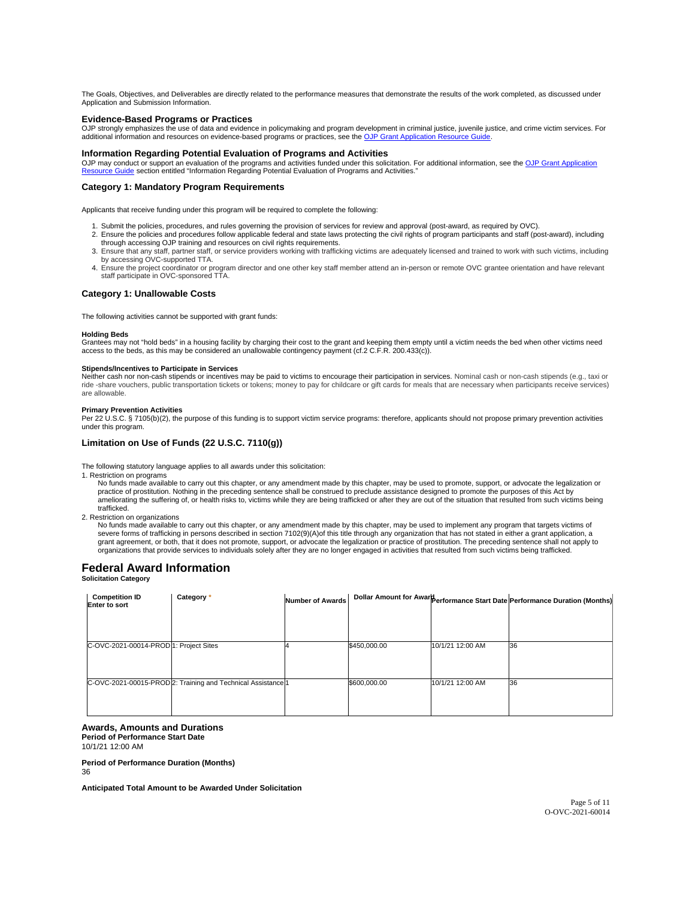The Goals, Objectives, and Deliverables are directly related to the performance measures that demonstrate the results of the work completed, as discussed under Application and Submission Information.

### Evidence-Based Programs or Practices

OJP strongly emphasizes the use of data and evidence in policymaking and program development in criminal justice, juvenile justice, and crime victim services. For additional information and resources on evidence-based programs or practices, see the OJP Grant Application Resource Guide.

### Information Regarding Potential Evaluation of Programs and Activities

OJP may conduct or support an evaluation of the programs and activities funded under this solicitation. For additional information, see the OJP Grant Application Resource Guide section entitled "Information Regarding Potential Evaluation of Programs and Activities."

### Category 1: Mandatory Program Requirements

Applicants that receive funding under this program will be required to complete the following:

1. Submit the policies, procedures, and rules governing the provision of services for review and approval (post-award, as required by OVC).
2. Ensure the policies and procedures follow applicable federal and state laws protecting the civil rights of program participants and staff (post-award), including through accessing OJP training and resources on civil rights requirements.
3. Ensure that any staff, partner staff, or service providers working with trafficking victims are adequately licensed and trained to work with such victims, including by accessing OVC-supported TTA.
4. Ensure the project coordinator or program director and one other key staff member attend an in-person or remote OVC grantee orientation and have relevant staff participate in OVC-sponsored TTA.

### Category 1: Unallowable Costs

The following activities cannot be supported with grant funds:

**Holding Beds**
Grantees may not "hold beds" in a housing facility by charging their cost to the grant and keeping them empty until a victim needs the bed when other victims need access to the beds, as this may be considered an unallowable contingency payment (cf.2 C.F.R. 200.433(c)).

**Stipends/Incentives to Participate in Services**
Neither cash nor non-cash stipends or incentives may be paid to victims to encourage their participation in services. Nominal cash or non-cash stipends (e.g., taxi or ride -share vouchers, public transportation tickets or tokens; money to pay for childcare or gift cards for meals that are necessary when participants receive services) are allowable.

**Primary Prevention Activities**
Per 22 U.S.C. § 7105(b)(2), the purpose of this funding is to support victim service programs: therefore, applicants should not propose primary prevention activities under this program.

### Limitation on Use of Funds (22 U.S.C. 7110(g))

The following statutory language applies to all awards under this solicitation:

1. Restriction on programs
   No funds made available to carry out this chapter, or any amendment made by this chapter, may be used to promote, support, or advocate the legalization or practice of prostitution. Nothing in the preceding sentence shall be construed to preclude assistance designed to promote the purposes of this Act by ameliorating the suffering of, or health risks to, victims while they are being trafficked or after they are out of the situation that resulted from such victims being trafficked.
2. Restriction on organizations
   No funds made available to carry out this chapter, or any amendment made by this chapter, may be used to implement any program that targets victims of severe forms of trafficking in persons described in section 7102(9)(A)of this title through any organization that has not stated in either a grant application, a grant agreement, or both, that it does not promote, support, or advocate the legalization or practice of prostitution. The preceding sentence shall not apply to organizations that provide services to individuals solely after they are no longer engaged in activities that resulted from such victims being trafficked.

## Federal Award Information

**Solicitation Category**

| Competition ID Enter to sort | Category * | Number of Awards | Dollar Amount for Award | Performance Start Date | Performance Duration (Months) |
|---|---|---|---|---|---|
| C-OVC-2021-00014-PROD | 1: Project Sites | 4 | $450,000.00 | 10/1/21 12:00 AM | 36 |
| C-OVC-2021-00015-PROD | 2: Training and Technical Assistance | 1 | $600,000.00 | 10/1/21 12:00 AM | 36 |

**Awards, Amounts and Durations**

**Period of Performance Start Date**
10/1/21 12:00 AM

**Period of Performance Duration (Months)**
36

**Anticipated Total Amount to be Awarded Under Solicitation**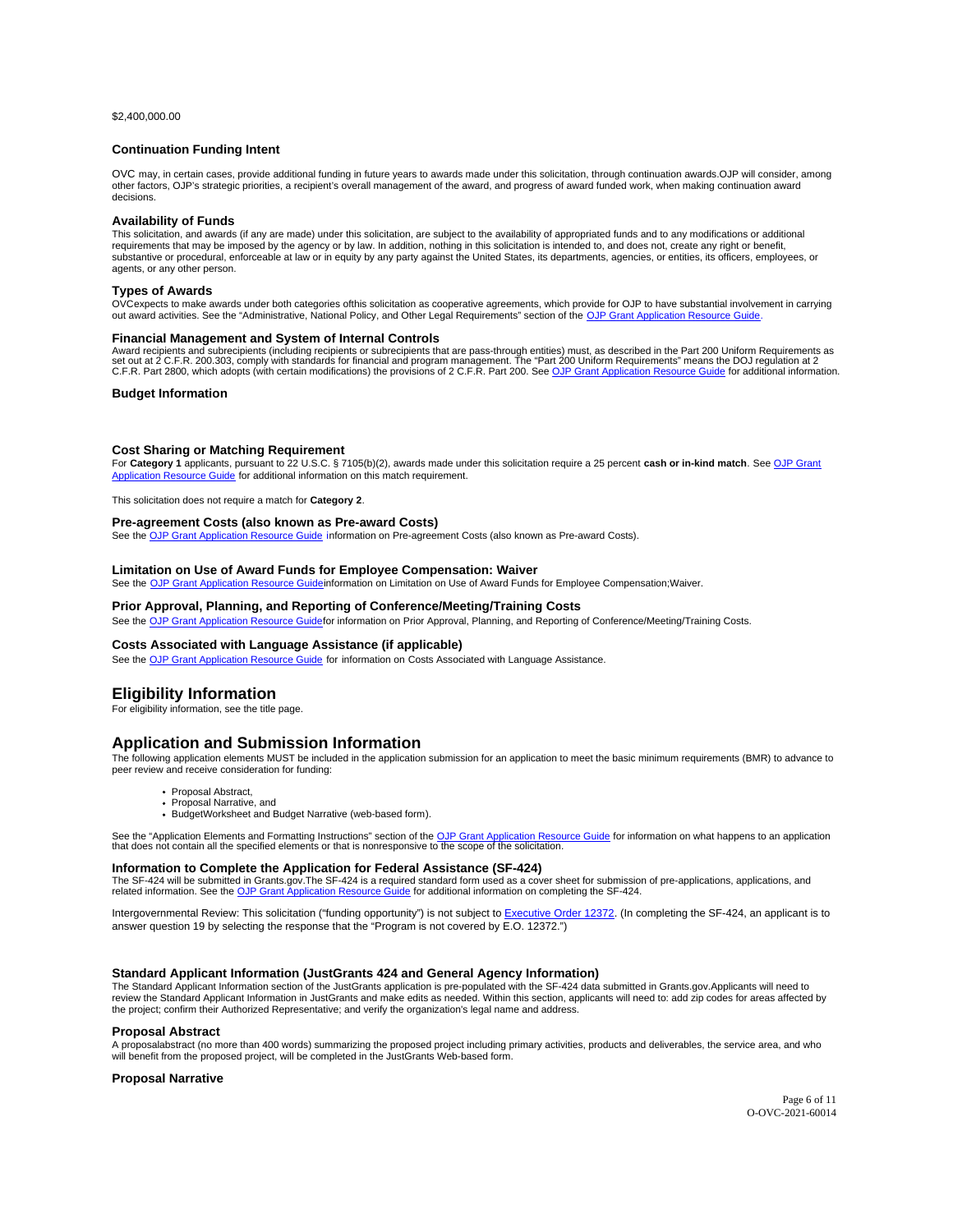$2,400,000.00

### Continuation Funding Intent

OVC may, in certain cases, provide additional funding in future years to awards made under this solicitation, through continuation awards.OJP will consider, among other factors, OJP's strategic priorities, a recipient's overall management of the award, and progress of award funded work, when making continuation award decisions.

### Availability of Funds

This solicitation, and awards (if any are made) under this solicitation, are subject to the availability of appropriated funds and to any modifications or additional requirements that may be imposed by the agency or by law. In addition, nothing in this solicitation is intended to, and does not, create any right or benefit, substantive or procedural, enforceable at law or in equity by any party against the United States, its departments, agencies, or entities, its officers, employees, or agents, or any other person.

### Types of Awards

OVCexpects to make awards under both categories ofthis solicitation as cooperative agreements, which provide for OJP to have substantial involvement in carrying out award activities. See the "Administrative, National Policy, and Other Legal Requirements" section of the OJP Grant Application Resource Guide.

### Financial Management and System of Internal Controls

Award recipients and subrecipients (including recipients or subrecipients that are pass-through entities) must, as described in the Part 200 Uniform Requirements as set out at 2 C.F.R. 200.303, comply with standards for financial and program management. The "Part 200 Uniform Requirements" means the DOJ regulation at 2 C.F.R. Part 2800, which adopts (with certain modifications) the provisions of 2 C.F.R. Part 200. See OJP Grant Application Resource Guide for additional information.

### Budget Information

### Cost Sharing or Matching Requirement

For **Category 1** applicants, pursuant to 22 U.S.C. § 7105(b)(2), awards made under this solicitation require a 25 percent **cash or in-kind match**. See OJP Grant Application Resource Guide for additional information on this match requirement.

This solicitation does not require a match for **Category 2**.

### Pre-agreement Costs (also known as Pre-award Costs)

See the OJP Grant Application Resource Guide information on Pre-agreement Costs (also known as Pre-award Costs).

### Limitation on Use of Award Funds for Employee Compensation: Waiver

See the OJP Grant Application Resource Guideinformation on Limitation on Use of Award Funds for Employee Compensation;Waiver.

### Prior Approval, Planning, and Reporting of Conference/Meeting/Training Costs

See the OJP Grant Application Resource Guidefor information on Prior Approval, Planning, and Reporting of Conference/Meeting/Training Costs.

### Costs Associated with Language Assistance (if applicable)

See the OJP Grant Application Resource Guide for information on Costs Associated with Language Assistance.

## Eligibility Information

For eligibility information, see the title page.

## Application and Submission Information

The following application elements MUST be included in the application submission for an application to meet the basic minimum requirements (BMR) to advance to peer review and receive consideration for funding:

- Proposal Abstract,
- Proposal Narrative, and
- BudgetWorksheet and Budget Narrative (web-based form).

See the "Application Elements and Formatting Instructions" section of the OJP Grant Application Resource Guide for information on what happens to an application that does not contain all the specified elements or that is nonresponsive to the scope of the solicitation.

### Information to Complete the Application for Federal Assistance (SF-424)

The SF-424 will be submitted in Grants.gov.The SF-424 is a required standard form used as a cover sheet for submission of pre-applications, applications, and related information. See the OJP Grant Application Resource Guide for additional information on completing the SF-424.

Intergovernmental Review: This solicitation ("funding opportunity") is not subject to Executive Order 12372. (In completing the SF-424, an applicant is to answer question 19 by selecting the response that the "Program is not covered by E.O. 12372.")

### Standard Applicant Information (JustGrants 424 and General Agency Information)

The Standard Applicant Information section of the JustGrants application is pre-populated with the SF-424 data submitted in Grants.gov.Applicants will need to review the Standard Applicant Information in JustGrants and make edits as needed. Within this section, applicants will need to: add zip codes for areas affected by the project; confirm their Authorized Representative; and verify the organization's legal name and address.

### Proposal Abstract

A proposalabstract (no more than 400 words) summarizing the proposed project including primary activities, products and deliverables, the service area, and who will benefit from the proposed project, will be completed in the JustGrants Web-based form.

### Proposal Narrative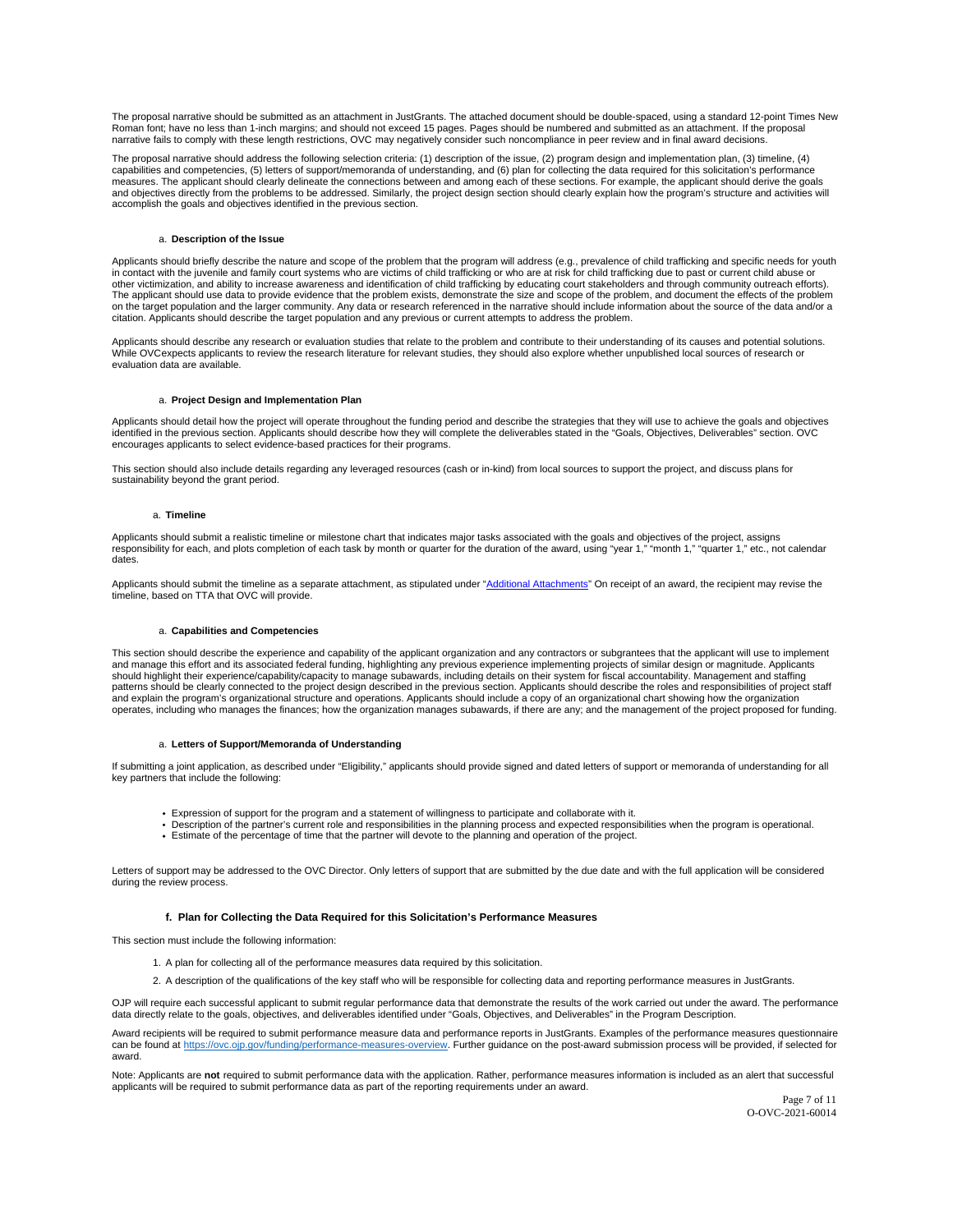The proposal narrative should be submitted as an attachment in JustGrants. The attached document should be double-spaced, using a standard 12-point Times New Roman font; have no less than 1-inch margins; and should not exceed 15 pages. Pages should be numbered and submitted as an attachment. If the proposal narrative fails to comply with these length restrictions, OVC may negatively consider such noncompliance in peer review and in final award decisions.

The proposal narrative should address the following selection criteria: (1) description of the issue, (2) program design and implementation plan, (3) timeline, (4) capabilities and competencies, (5) letters of support/memoranda of understanding, and (6) plan for collecting the data required for this solicitation's performance measures. The applicant should clearly delineate the connections between and among each of these sections. For example, the applicant should derive the goals and objectives directly from the problems to be addressed. Similarly, the project design section should clearly explain how the program's structure and activities will accomplish the goals and objectives identified in the previous section.

a. **Description of the Issue**

Applicants should briefly describe the nature and scope of the problem that the program will address (e.g., prevalence of child trafficking and specific needs for youth in contact with the juvenile and family court systems who are victims of child trafficking or who are at risk for child trafficking due to past or current child abuse or other victimization, and ability to increase awareness and identification of child trafficking by educating court stakeholders and through community outreach efforts). The applicant should use data to provide evidence that the problem exists, demonstrate the size and scope of the problem, and document the effects of the problem on the target population and the larger community. Any data or research referenced in the narrative should include information about the source of the data and/or a citation. Applicants should describe the target population and any previous or current attempts to address the problem.

Applicants should describe any research or evaluation studies that relate to the problem and contribute to their understanding of its causes and potential solutions. While OVCexpects applicants to review the research literature for relevant studies, they should also explore whether unpublished local sources of research or evaluation data are available.

a. **Project Design and Implementation Plan**

Applicants should detail how the project will operate throughout the funding period and describe the strategies that they will use to achieve the goals and objectives identified in the previous section. Applicants should describe how they will complete the deliverables stated in the "Goals, Objectives, Deliverables" section. OVC encourages applicants to select evidence-based practices for their programs.

This section should also include details regarding any leveraged resources (cash or in-kind) from local sources to support the project, and discuss plans for sustainability beyond the grant period.

a. **Timeline**

Applicants should submit a realistic timeline or milestone chart that indicates major tasks associated with the goals and objectives of the project, assigns responsibility for each, and plots completion of each task by month or quarter for the duration of the award, using "year 1," "month 1," "quarter 1," etc., not calendar dates.

Applicants should submit the timeline as a separate attachment, as stipulated under "Additional Attachments" On receipt of an award, the recipient may revise the timeline, based on TTA that OVC will provide.

a. **Capabilities and Competencies**

This section should describe the experience and capability of the applicant organization and any contractors or subgrantees that the applicant will use to implement and manage this effort and its associated federal funding, highlighting any previous experience implementing projects of similar design or magnitude. Applicants should highlight their experience/capability/capacity to manage subawards, including details on their system for fiscal accountability. Management and staffing patterns should be clearly connected to the project design described in the previous section. Applicants should describe the roles and responsibilities of project staff and explain the program's organizational structure and operations. Applicants should include a copy of an organizational chart showing how the organization operates, including who manages the finances; how the organization manages subawards, if there are any; and the management of the project proposed for funding.

a. **Letters of Support/Memoranda of Understanding**

If submitting a joint application, as described under "Eligibility," applicants should provide signed and dated letters of support or memoranda of understanding for all key partners that include the following:

- Expression of support for the program and a statement of willingness to participate and collaborate with it.
- Description of the partner's current role and responsibilities in the planning process and expected responsibilities when the program is operational.
- Estimate of the percentage of time that the partner will devote to the planning and operation of the project.

Letters of support may be addressed to the OVC Director. Only letters of support that are submitted by the due date and with the full application will be considered during the review process.

**f. Plan for Collecting the Data Required for this Solicitation's Performance Measures**

This section must include the following information:

1. A plan for collecting all of the performance measures data required by this solicitation.
2. A description of the qualifications of the key staff who will be responsible for collecting data and reporting performance measures in JustGrants.

OJP will require each successful applicant to submit regular performance data that demonstrate the results of the work carried out under the award. The performance data directly relate to the goals, objectives, and deliverables identified under "Goals, Objectives, and Deliverables" in the Program Description.

Award recipients will be required to submit performance measure data and performance reports in JustGrants. Examples of the performance measures questionnaire can be found at https://ovc.ojp.gov/funding/performance-measures-overview. Further guidance on the post-award submission process will be provided, if selected for award.

Note: Applicants are **not** required to submit performance data with the application. Rather, performance measures information is included as an alert that successful applicants will be required to submit performance data as part of the reporting requirements under an award.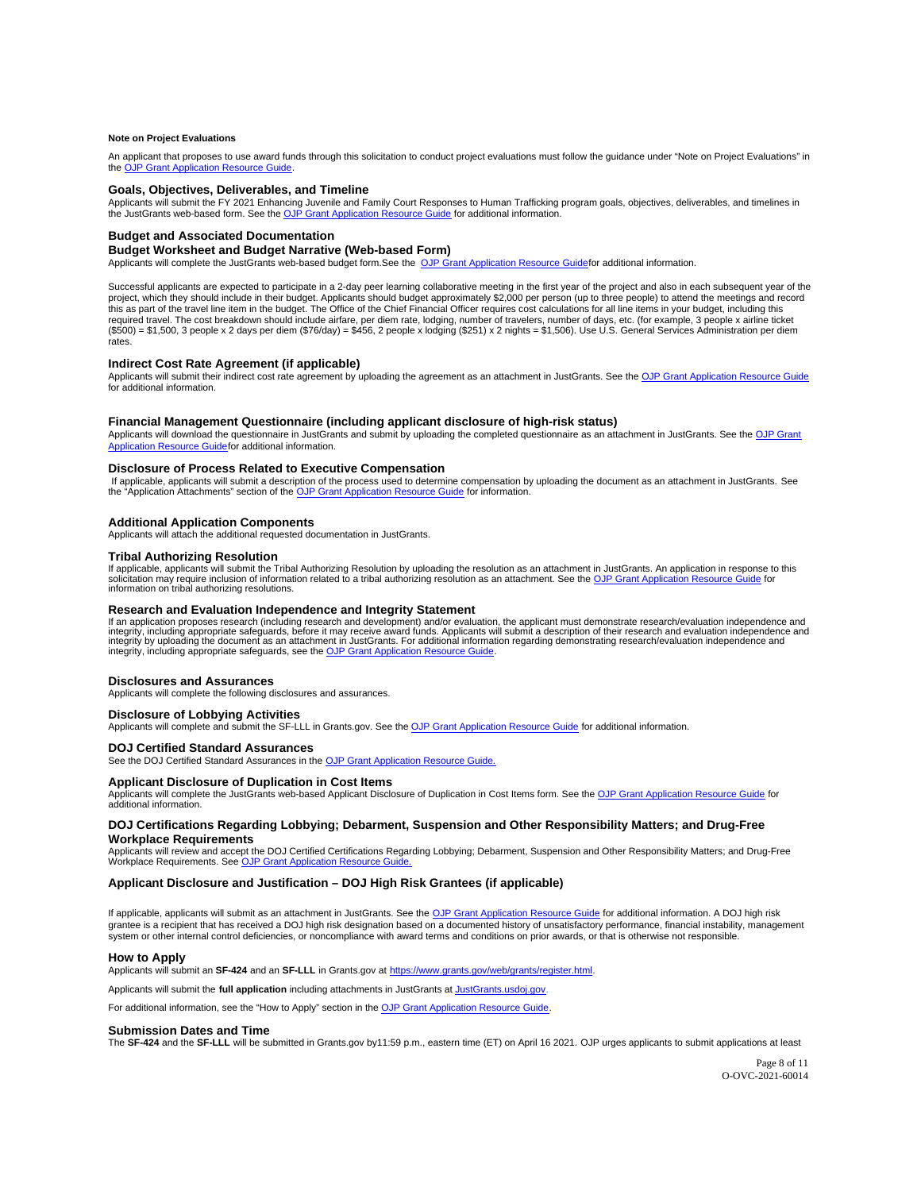#### Note on Project Evaluations

An applicant that proposes to use award funds through this solicitation to conduct project evaluations must follow the guidance under "Note on Project Evaluations" in the OJP Grant Application Resource Guide.

### Goals, Objectives, Deliverables, and Timeline

Applicants will submit the FY 2021 Enhancing Juvenile and Family Court Responses to Human Trafficking program goals, objectives, deliverables, and timelines in the JustGrants web-based form. See the OJP Grant Application Resource Guide for additional information.

### Budget and Associated Documentation

### Budget Worksheet and Budget Narrative (Web-based Form)

Applicants will complete the JustGrants web-based budget form.See the OJP Grant Application Resource Guidefor additional information.

Successful applicants are expected to participate in a 2-day peer learning collaborative meeting in the first year of the project and also in each subsequent year of the project, which they should include in their budget. Applicants should budget approximately $2,000 per person (up to three people) to attend the meetings and record this as part of the travel line item in the budget. The Office of the Chief Financial Officer requires cost calculations for all line items in your budget, including this required travel. The cost breakdown should include airfare, per diem rate, lodging, number of travelers, number of days, etc. (for example, 3 people x airline ticket ($500) = $1,500, 3 people x 2 days per diem ($76/day) = $456, 2 people x lodging ($251) x 2 nights = $1,506). Use U.S. General Services Administration per diem rates.

### Indirect Cost Rate Agreement (if applicable)

Applicants will submit their indirect cost rate agreement by uploading the agreement as an attachment in JustGrants. See the OJP Grant Application Resource Guide for additional information.

### Financial Management Questionnaire (including applicant disclosure of high-risk status)

Applicants will download the questionnaire in JustGrants and submit by uploading the completed questionnaire as an attachment in JustGrants. See the OJP Grant Application Resource Guidefor additional information.

### Disclosure of Process Related to Executive Compensation

If applicable, applicants will submit a description of the process used to determine compensation by uploading the document as an attachment in JustGrants. See the "Application Attachments" section of the OJP Grant Application Resource Guide for information.

### Additional Application Components

Applicants will attach the additional requested documentation in JustGrants.

### Tribal Authorizing Resolution

If applicable, applicants will submit the Tribal Authorizing Resolution by uploading the resolution as an attachment in JustGrants. An application in response to this solicitation may require inclusion of information related to a tribal authorizing resolution as an attachment. See the OJP Grant Application Resource Guide for information on tribal authorizing resolutions.

### Research and Evaluation Independence and Integrity Statement

If an application proposes research (including research and development) and/or evaluation, the applicant must demonstrate research/evaluation independence and integrity, including appropriate safeguards, before it may receive award funds. Applicants will submit a description of their research and evaluation independence and integrity by uploading the document as an attachment in JustGrants. For additional information regarding demonstrating research/evaluation independence and integrity, including appropriate safeguards, see the OJP Grant Application Resource Guide.

### Disclosures and Assurances

Applicants will complete the following disclosures and assurances.

### Disclosure of Lobbying Activities

Applicants will complete and submit the SF-LLL in Grants.gov. See the OJP Grant Application Resource Guide for additional information.

### DOJ Certified Standard Assurances

See the DOJ Certified Standard Assurances in the OJP Grant Application Resource Guide.

### Applicant Disclosure of Duplication in Cost Items

Applicants will complete the JustGrants web-based Applicant Disclosure of Duplication in Cost Items form. See the OJP Grant Application Resource Guide for additional information.

### DOJ Certifications Regarding Lobbying; Debarment, Suspension and Other Responsibility Matters; and Drug-Free Workplace Requirements

Applicants will review and accept the DOJ Certified Certifications Regarding Lobbying; Debarment, Suspension and Other Responsibility Matters; and Drug-Free Workplace Requirements. See OJP Grant Application Resource Guide.

### Applicant Disclosure and Justification – DOJ High Risk Grantees (if applicable)

If applicable, applicants will submit as an attachment in JustGrants. See the OJP Grant Application Resource Guide for additional information. A DOJ high risk grantee is a recipient that has received a DOJ high risk designation based on a documented history of unsatisfactory performance, financial instability, management system or other internal control deficiencies, or noncompliance with award terms and conditions on prior awards, or that is otherwise not responsible.

### How to Apply

Applicants will submit an **SF-424** and an **SF-LLL** in Grants.gov at https://www.grants.gov/web/grants/register.html.

Applicants will submit the **full application** including attachments in JustGrants at JustGrants.usdoj.gov.

For additional information, see the "How to Apply" section in the OJP Grant Application Resource Guide.

### Submission Dates and Time

The **SF-424** and the **SF-LLL** will be submitted in Grants.gov by11:59 p.m., eastern time (ET) on April 16 2021. OJP urges applicants to submit applications at least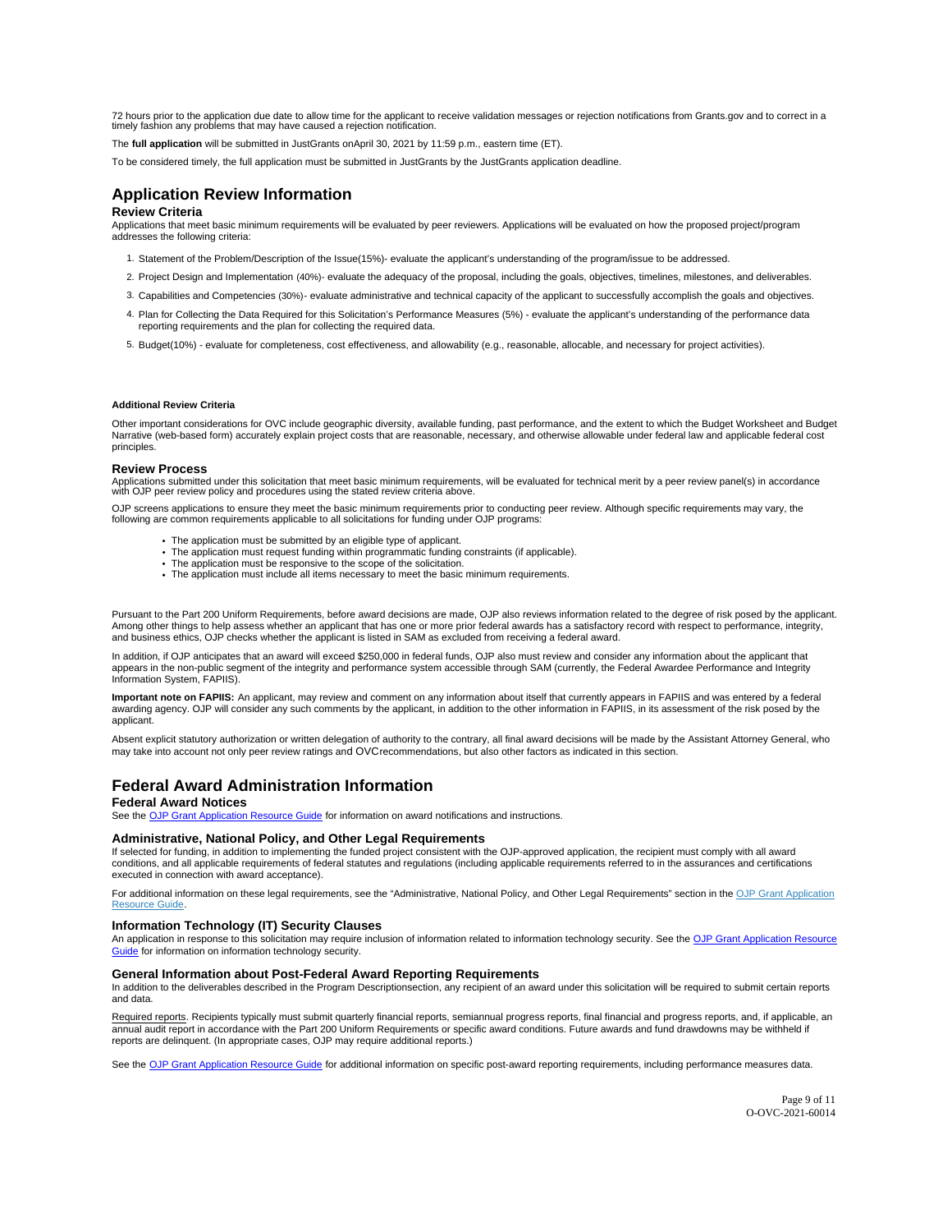72 hours prior to the application due date to allow time for the applicant to receive validation messages or rejection notifications from Grants.gov and to correct in a timely fashion any problems that may have caused a rejection notification.

The **full application** will be submitted in JustGrants onApril 30, 2021 by 11:59 p.m., eastern time (ET).

To be considered timely, the full application must be submitted in JustGrants by the JustGrants application deadline.

## Application Review Information

### Review Criteria

Applications that meet basic minimum requirements will be evaluated by peer reviewers. Applications will be evaluated on how the proposed project/program addresses the following criteria:

1. Statement of the Problem/Description of the Issue(15%)- evaluate the applicant's understanding of the program/issue to be addressed.
2. Project Design and Implementation (40%)- evaluate the adequacy of the proposal, including the goals, objectives, timelines, milestones, and deliverables.
3. Capabilities and Competencies (30%)- evaluate administrative and technical capacity of the applicant to successfully accomplish the goals and objectives.
4. Plan for Collecting the Data Required for this Solicitation's Performance Measures (5%) - evaluate the applicant's understanding of the performance data reporting requirements and the plan for collecting the required data.
5. Budget(10%) - evaluate for completeness, cost effectiveness, and allowability (e.g., reasonable, allocable, and necessary for project activities).

**Additional Review Criteria**

Other important considerations for OVC include geographic diversity, available funding, past performance, and the extent to which the Budget Worksheet and Budget Narrative (web-based form) accurately explain project costs that are reasonable, necessary, and otherwise allowable under federal law and applicable federal cost principles.

### Review Process

Applications submitted under this solicitation that meet basic minimum requirements, will be evaluated for technical merit by a peer review panel(s) in accordance with OJP peer review policy and procedures using the stated review criteria above.

OJP screens applications to ensure they meet the basic minimum requirements prior to conducting peer review. Although specific requirements may vary, the following are common requirements applicable to all solicitations for funding under OJP programs:

- The application must be submitted by an eligible type of applicant.
- The application must request funding within programmatic funding constraints (if applicable).
- The application must be responsive to the scope of the solicitation.
- The application must include all items necessary to meet the basic minimum requirements.

Pursuant to the Part 200 Uniform Requirements, before award decisions are made, OJP also reviews information related to the degree of risk posed by the applicant. Among other things to help assess whether an applicant that has one or more prior federal awards has a satisfactory record with respect to performance, integrity, and business ethics, OJP checks whether the applicant is listed in SAM as excluded from receiving a federal award.

In addition, if OJP anticipates that an award will exceed $250,000 in federal funds, OJP also must review and consider any information about the applicant that appears in the non-public segment of the integrity and performance system accessible through SAM (currently, the Federal Awardee Performance and Integrity Information System, FAPIIS).

**Important note on FAPIIS:** An applicant, may review and comment on any information about itself that currently appears in FAPIIS and was entered by a federal awarding agency. OJP will consider any such comments by the applicant, in addition to the other information in FAPIIS, in its assessment of the risk posed by the applicant.

Absent explicit statutory authorization or written delegation of authority to the contrary, all final award decisions will be made by the Assistant Attorney General, who may take into account not only peer review ratings and OVCrecommendations, but also other factors as indicated in this section.

## Federal Award Administration Information

### Federal Award Notices

See the [OJP Grant Application Resource Guide]() for information on award notifications and instructions.

### Administrative, National Policy, and Other Legal Requirements

If selected for funding, in addition to implementing the funded project consistent with the OJP-approved application, the recipient must comply with all award conditions, and all applicable requirements of federal statutes and regulations (including applicable requirements referred to in the assurances and certifications executed in connection with award acceptance).

For additional information on these legal requirements, see the "Administrative, National Policy, and Other Legal Requirements" section in the [OJP Grant Application Resource Guide]().

### Information Technology (IT) Security Clauses

An application in response to this solicitation may require inclusion of information related to information technology security. See the [OJP Grant Application Resource Guide]() for information on information technology security.

### General Information about Post-Federal Award Reporting Requirements

In addition to the deliverables described in the Program Descriptionsection, any recipient of an award under this solicitation will be required to submit certain reports and data.

Required reports. Recipients typically must submit quarterly financial reports, semiannual progress reports, final financial and progress reports, and, if applicable, an annual audit report in accordance with the Part 200 Uniform Requirements or specific award conditions. Future awards and fund drawdowns may be withheld if reports are delinquent. (In appropriate cases, OJP may require additional reports.)

See the [OJP Grant Application Resource Guide]() for additional information on specific post-award reporting requirements, including performance measures data.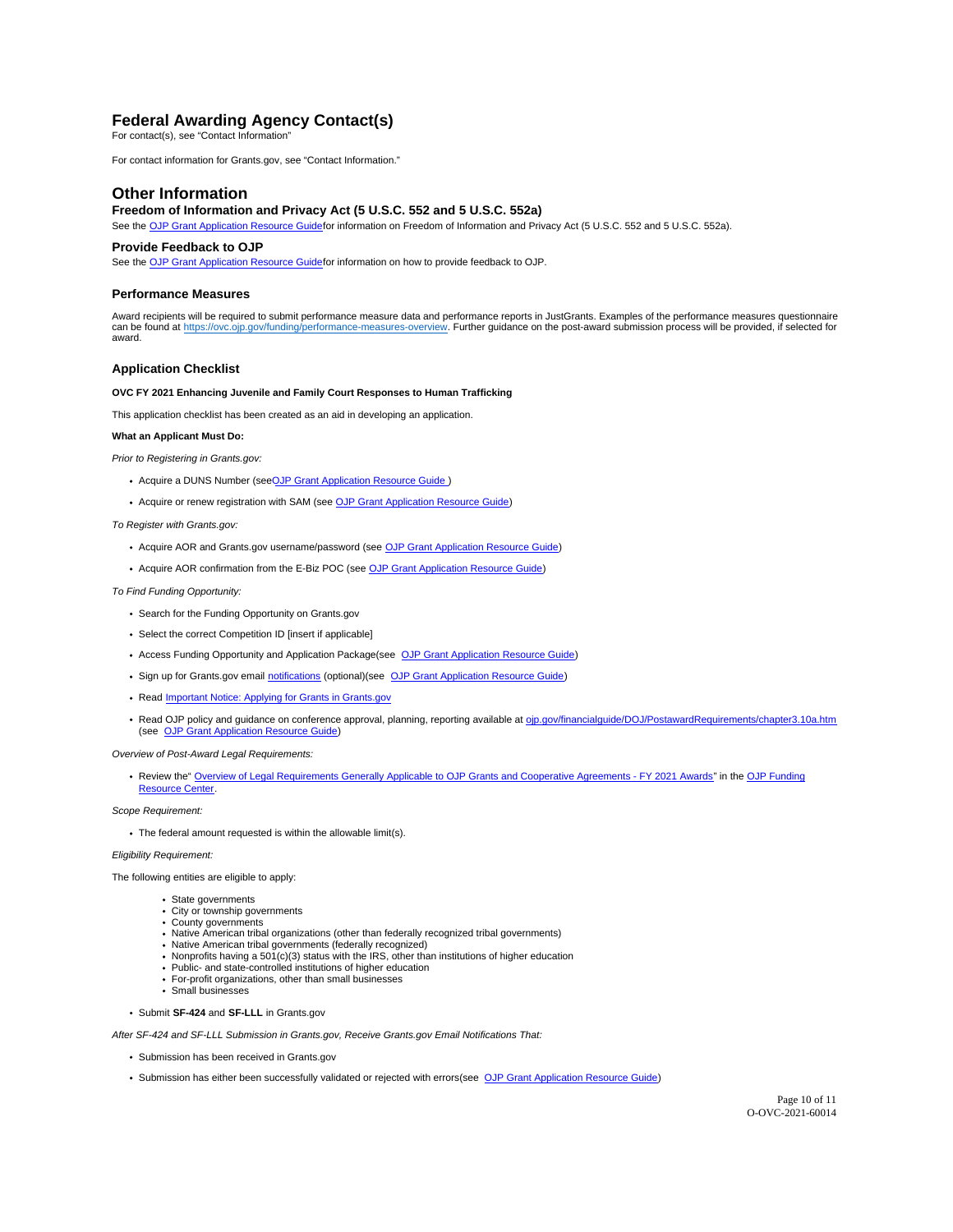## Federal Awarding Agency Contact(s)

For contact(s), see "Contact Information"

For contact information for Grants.gov, see "Contact Information."

## Other Information

### Freedom of Information and Privacy Act (5 U.S.C. 552 and 5 U.S.C. 552a)

See the OJP Grant Application Resource Guidefor information on Freedom of Information and Privacy Act (5 U.S.C. 552 and 5 U.S.C. 552a).

### Provide Feedback to OJP

See the OJP Grant Application Resource Guidefor information on how to provide feedback to OJP.

### Performance Measures

Award recipients will be required to submit performance measure data and performance reports in JustGrants. Examples of the performance measures questionnaire can be found at https://ovc.ojp.gov/funding/performance-measures-overview. Further guidance on the post-award submission process will be provided, if selected for award.

### Application Checklist

**OVC FY 2021 Enhancing Juvenile and Family Court Responses to Human Trafficking**

This application checklist has been created as an aid in developing an application.

**What an Applicant Must Do:**

*Prior to Registering in Grants.gov:*

- Acquire a DUNS Number (seeOJP Grant Application Resource Guide )
- Acquire or renew registration with SAM (see OJP Grant Application Resource Guide)

*To Register with Grants.gov:*

- Acquire AOR and Grants.gov username/password (see OJP Grant Application Resource Guide)
- Acquire AOR confirmation from the E-Biz POC (see OJP Grant Application Resource Guide)

*To Find Funding Opportunity:*

- Search for the Funding Opportunity on Grants.gov
- Select the correct Competition ID [insert if applicable]
- Access Funding Opportunity and Application Package(see OJP Grant Application Resource Guide)
- Sign up for Grants.gov email notifications (optional)(see OJP Grant Application Resource Guide)
- Read Important Notice: Applying for Grants in Grants.gov
- Read OJP policy and guidance on conference approval, planning, reporting available at ojp.gov/financialguide/DOJ/PostawardRequirements/chapter3.10a.htm (see OJP Grant Application Resource Guide)

*Overview of Post-Award Legal Requirements:*

- Review the" Overview of Legal Requirements Generally Applicable to OJP Grants and Cooperative Agreements - FY 2021 Awards" in the OJP Funding Resource Center.

*Scope Requirement:*

- The federal amount requested is within the allowable limit(s).

*Eligibility Requirement:*

The following entities are eligible to apply:

- State governments
- City or township governments
- County governments
- Native American tribal organizations (other than federally recognized tribal governments)
- Native American tribal governments (federally recognized)
- Nonprofits having a 501(c)(3) status with the IRS, other than institutions of higher education
- Public- and state-controlled institutions of higher education
- For-profit organizations, other than small businesses
- Small businesses

- Submit **SF-424** and **SF-LLL** in Grants.gov

*After SF-424 and SF-LLL Submission in Grants.gov, Receive Grants.gov Email Notifications That:*

- Submission has been received in Grants.gov
- Submission has either been successfully validated or rejected with errors(see OJP Grant Application Resource Guide)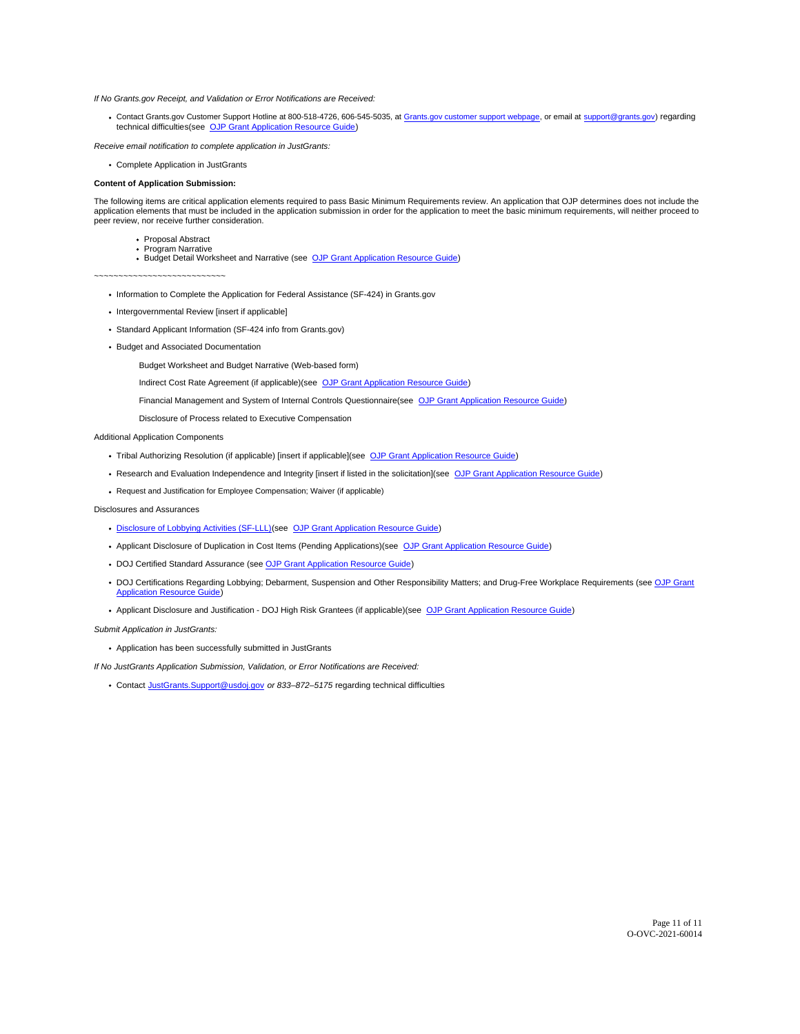*If No Grants.gov Receipt, and Validation or Error Notifications are Received:*

- Contact Grants.gov Customer Support Hotline at 800-518-4726, 606-545-5035, at Grants.gov customer support webpage, or email at support@grants.gov) regarding technical difficulties(see OJP Grant Application Resource Guide)

*Receive email notification to complete application in JustGrants:*

- Complete Application in JustGrants

**Content of Application Submission:**

The following items are critical application elements required to pass Basic Minimum Requirements review. An application that OJP determines does not include the application elements that must be included in the application submission in order for the application to meet the basic minimum requirements, will neither proceed to peer review, nor receive further consideration.

- Proposal Abstract
- Program Narrative
- Budget Detail Worksheet and Narrative (see OJP Grant Application Resource Guide)

~~~~~~~~~~~~~~~~~~~~~~~~~~

- Information to Complete the Application for Federal Assistance (SF-424) in Grants.gov
- Intergovernmental Review [insert if applicable]
- Standard Applicant Information (SF-424 info from Grants.gov)
- Budget and Associated Documentation

    Budget Worksheet and Budget Narrative (Web-based form)

    Indirect Cost Rate Agreement (if applicable)(see OJP Grant Application Resource Guide)

    Financial Management and System of Internal Controls Questionnaire(see OJP Grant Application Resource Guide)

    Disclosure of Process related to Executive Compensation

Additional Application Components

- Tribal Authorizing Resolution (if applicable) [insert if applicable](see OJP Grant Application Resource Guide)
- Research and Evaluation Independence and Integrity [insert if listed in the solicitation](see OJP Grant Application Resource Guide)
- Request and Justification for Employee Compensation; Waiver (if applicable)

Disclosures and Assurances

- Disclosure of Lobbying Activities (SF-LLL)(see OJP Grant Application Resource Guide)
- Applicant Disclosure of Duplication in Cost Items (Pending Applications)(see OJP Grant Application Resource Guide)
- DOJ Certified Standard Assurance (see OJP Grant Application Resource Guide)
- DOJ Certifications Regarding Lobbying; Debarment, Suspension and Other Responsibility Matters; and Drug-Free Workplace Requirements (see OJP Grant Application Resource Guide)
- Applicant Disclosure and Justification - DOJ High Risk Grantees (if applicable)(see OJP Grant Application Resource Guide)

*Submit Application in JustGrants:*

- Application has been successfully submitted in JustGrants

*If No JustGrants Application Submission, Validation, or Error Notifications are Received:*

- Contact JustGrants.Support@usdoj.gov *or 833–872–5175* regarding technical difficulties